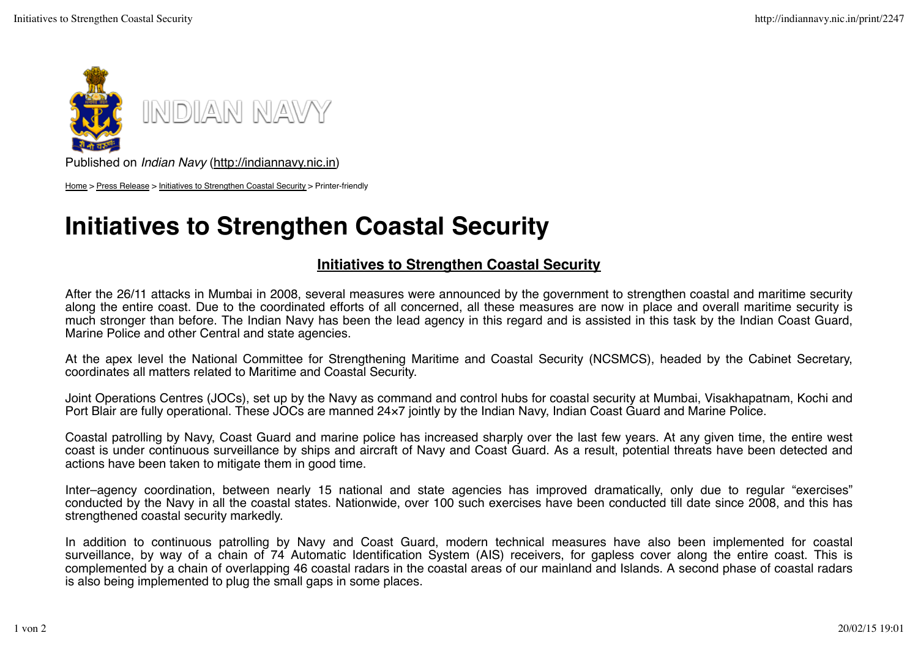INDIAN NAVY

Published on *Indian Navy* (http://indiannavy.nic.in)

Home > Press Release > Initiatives to Strengthen Coastal Security > Printer-friendly

# Initiatives to Strengthen Coastal Security

## Initiatives to Strengthen Coastal Security

After the 26/11 attacks in Mumbai in 2008, several measures were announced by the government to strengthen coastal and maritime security along the entire coast. Due to the coordinated efforts of all concerned, all these measures are now in place and overall maritime security is much stronger than before. The Indian Navy has been the lead agency in this regard and is assisted in this task by the Indian Coast Guard, Marine Police and other Central and state agencies.

At the apex level the National Committee for Strengthening Maritime and Coastal Security (NCSMCS), headed by the Cabinet Secretary, coordinates all matters related to Maritime and Coastal Security.

Joint Operations Centres (JOCs), set up by the Navy as command and control hubs for coastal security at Mumbai, Visakhapatnam, Kochi and Port Blair are fully operational. These JOCs are manned 24×7 jointly by the Indian Navy, Indian Coast Guard and Marine Police.

Coastal patrolling by Navy, Coast Guard and marine police has increased sharply over the last few years. At any given time, the entire west coast is under continuous surveillance by ships and aircraft of Navy and Coast Guard. As a result, potential threats have been detected and actions have been taken to mitigate them in good time.

Inter–agency coordination, between nearly 15 national and state agencies has improved dramatically, only due to regular “exercises” conducted by the Navy in all the coastal states. Nationwide, over 100 such exercises have been conducted till date since 2008, and this has strengthened coastal security markedly.

In addition to continuous patrolling by Navy and Coast Guard, modern technical measures have also been implemented for coastal surveillance, by way of a chain of 74 Automatic Identification System (AIS) receivers, for gapless cover along the entire coast. This is complemented by a chain of overlapping 46 coastal radars in the coastal areas of our mainland and Islands. A second phase of coastal radars is also being implemented to plug the small gaps in some places.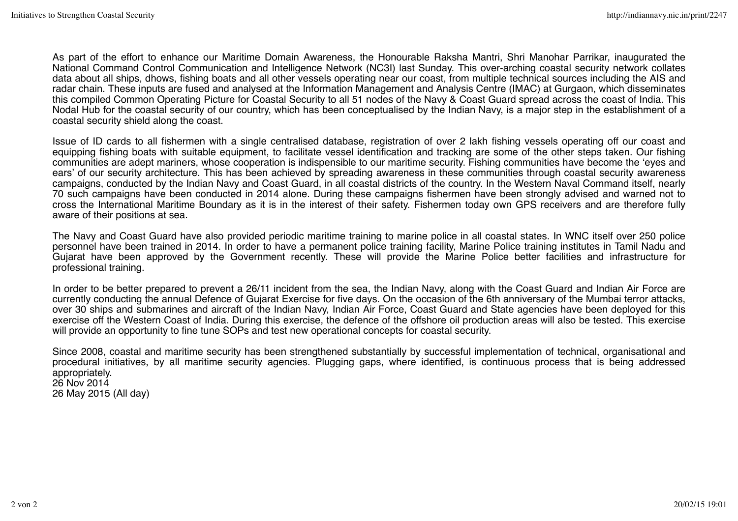As part of the effort to enhance our Maritime Domain Awareness, the Honourable Raksha Mantri, Shri Manohar Parrikar, inaugurated the National Command Control Communication and Intelligence Network (NC3I) last Sunday. This over-arching coastal security network collates data about all ships, dhows, fishing boats and all other vessels operating near our coast, from multiple technical sources including the AIS and radar chain. These inputs are fused and analysed at the Information Management and Analysis Centre (IMAC) at Gurgaon, which disseminates this compiled Common Operating Picture for Coastal Security to all 51 nodes of the Navy & Coast Guard spread across the coast of India. This Nodal Hub for the coastal security of our country, which has been conceptualised by the Indian Navy, is a major step in the establishment of a coastal security shield along the coast.

Issue of ID cards to all fishermen with a single centralised database, registration of over 2 lakh fishing vessels operating off our coast and equipping fishing boats with suitable equipment, to facilitate vessel identification and tracking are some of the other steps taken. Our fishing communities are adept mariners, whose cooperation is indispensible to our maritime security. Fishing communities have become the 'eyes and ears' of our security architecture. This has been achieved by spreading awareness in these communities through coastal security awareness campaigns, conducted by the Indian Navy and Coast Guard, in all coastal districts of the country. In the Western Naval Command itself, nearly 70 such campaigns have been conducted in 2014 alone. During these campaigns fishermen have been strongly advised and warned not to cross the International Maritime Boundary as it is in the interest of their safety. Fishermen today own GPS receivers and are therefore fully aware of their positions at sea.

The Navy and Coast Guard have also provided periodic maritime training to marine police in all coastal states. In WNC itself over 250 police personnel have been trained in 2014. In order to have a permanent police training facility, Marine Police training institutes in Tamil Nadu and Gujarat have been approved by the Government recently. These will provide the Marine Police better facilities and infrastructure for professional training.

In order to be better prepared to prevent a 26/11 incident from the sea, the Indian Navy, along with the Coast Guard and Indian Air Force are currently conducting the annual Defence of Gujarat Exercise for five days. On the occasion of the 6th anniversary of the Mumbai terror attacks, over 30 ships and submarines and aircraft of the Indian Navy, Indian Air Force, Coast Guard and State agencies have been deployed for this exercise off the Western Coast of India. During this exercise, the defence of the offshore oil production areas will also be tested. This exercise will provide an opportunity to fine tune SOPs and test new operational concepts for coastal security.

Since 2008, coastal and maritime security has been strengthened substantially by successful implementation of technical, organisational and procedural initiatives, by all maritime security agencies. Plugging gaps, where identified, is continuous process that is being addressed appropriately.
26 Nov 2014
26 May 2015 (All day)